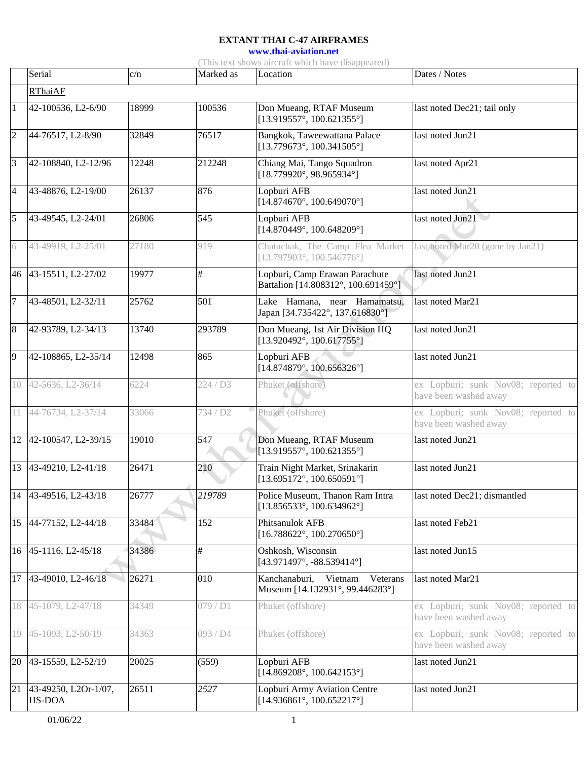# EXTANT THAI C-47 AIRFRAMES

**www.thai-aviation.net**

(This text shows aircraft which have disappeared)

| | Serial | c/n | Marked as | Location | Dates / Notes |
|---|---|---|---|---|---|
| | RThaiAF | | | | |
| 1 | 42-100536, L2-6/90 | 18999 | 100536 | Don Mueang, RTAF Museum [13.919557°, 100.621355°] | last noted Dec21; tail only |
| 2 | 44-76517, L2-8/90 | 32849 | 76517 | Bangkok, Taweewattana Palace [13.779673°, 100.341505°] | last noted Jun21 |
| 3 | 42-108840, L2-12/96 | 12248 | 212248 | Chiang Mai, Tango Squadron [18.779920°, 98.965934°] | last noted Apr21 |
| 4 | 43-48876, L2-19/00 | 26137 | 876 | Lopburi AFB [14.874670°, 100.649070°] | last noted Jun21 |
| 5 | 43-49545, L2-24/01 | 26806 | 545 | Lopburi AFB [14.870449°, 100.648209°] | last noted Jun21 |
| 6 | 43-49919, L2-25/01 | 27180 | 919 | Chatuchak, The Camp Flea Market [13.797903°, 100.546776°] | last noted Mar20 (gone by Jan21) |
| 46 | 43-15511, L2-27/02 | 19977 | # | Lopburi, Camp Erawan Parachute Battalion [14.808312°, 100.691459°] | last noted Jun21 |
| 7 | 43-48501, L2-32/11 | 25762 | 501 | Lake Hamana, near Hamamatsu, Japan [34.735422°, 137.616830°] | last noted Mar21 |
| 8 | 42-93789, L2-34/13 | 13740 | 293789 | Don Mueang, 1st Air Division HQ [13.920492°, 100.617755°] | last noted Jun21 |
| 9 | 42-108865, L2-35/14 | 12498 | 865 | Lopburi AFB [14.874879°, 100.656326°] | last noted Jun21 |
| 10 | 42-5636, L2-36/14 | 6224 | 224 / D3 | Phuket (offshore) | ex Lopburi; sunk Nov08; reported to have been washed away |
| 11 | 44-76734, L2-37/14 | 33066 | 734 / D2 | Phuket (offshore) | ex Lopburi; sunk Nov08; reported to have been washed away |
| 12 | 42-100547, L2-39/15 | 19010 | 547 | Don Mueang, RTAF Museum [13.919557°, 100.621355°] | last noted Jun21 |
| 13 | 43-49210, L2-41/18 | 26471 | 210 | Train Night Market, Srinakarin [13.695172°, 100.650591°] | last noted Jun21 |
| 14 | 43-49516, L2-43/18 | 26777 | *219789* | Police Museum, Thanon Ram Intra [13.856533°, 100.634962°] | last noted Dec21; dismantled |
| 15 | 44-77152, L2-44/18 | 33484 | 152 | Phitsanulok AFB [16.788622°, 100.270650°] | last noted Feb21 |
| 16 | 45-1116, L2-45/18 | 34386 | # | Oshkosh, Wisconsin [43.971497°, -88.539414°] | last noted Jun15 |
| 17 | 43-49010, L2-46/18 | 26271 | 010 | Kanchanaburi, Vietnam Veterans Museum [14.132931°, 99.446283°] | last noted Mar21 |
| 18 | 45-1079, L2-47/18 | 34349 | 079 / D1 | Phuket (offshore) | ex Lopburi; sunk Nov08; reported to have been washed away |
| 19 | 45-1093, L2-50/19 | 34363 | 093 / D4 | Phuket (offshore) | ex Lopburi; sunk Nov08; reported to have been washed away |
| 20 | 43-15559, L2-52/19 | 20025 | (559) | Lopburi AFB [14.869208°, 100.642153°] | last noted Jun21 |
| 21 | 43-49250, L2Or-1/07, HS-DOA | 26511 | *2527* | Lopburi Army Aviation Centre [14.936861°, 100.652217°] | last noted Jun21 |

01/06/22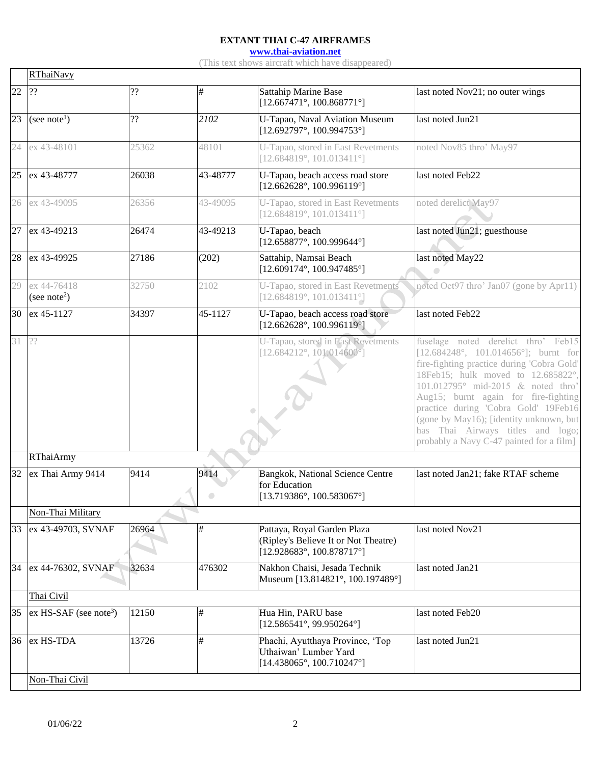# EXTANT THAI C-47 AIRFRAMES

**www.thai-aviation.net**

(This text shows aircraft which have disappeared)

| | | | | | |
|---|---|---|---|---|---|
| | RThaiNavy | | | | |
| 22 | ?? | ?? | # | Sattahip Marine Base [12.667471°, 100.868771°] | last noted Nov21; no outer wings |
| 23 | (see note[1]) | ?? | *2102* | U-Tapao, Naval Aviation Museum [12.692797°, 100.994753°] | last noted Jun21 |
| 24 | ex 43-48101 | 25362 | 48101 | U-Tapao, stored in East Revetments [12.684819°, 101.013411°] | noted Nov85 thro' May97 |
| 25 | ex 43-48777 | 26038 | 43-48777 | U-Tapao, beach access road store [12.662628°, 100.996119°] | last noted Feb22 |
| 26 | ex 43-49095 | 26356 | 43-49095 | U-Tapao, stored in East Revetments [12.684819°, 101.013411°] | noted derelict May97 |
| 27 | ex 43-49213 | 26474 | 43-49213 | U-Tapao, beach [12.658877°, 100.999644°] | last noted Jun21; guesthouse |
| 28 | ex 43-49925 | 27186 | (202) | Sattahip, Namsai Beach [12.609174°, 100.947485°] | last noted May22 |
| 29 | ex 44-76418 (see note[2]) | 32750 | 2102 | U-Tapao, stored in East Revetments [12.684819°, 101.013411°] | noted Oct97 thro' Jan07 (gone by Apr11) |
| 30 | ex 45-1127 | 34397 | 45-1127 | U-Tapao, beach access road store [12.662628°, 100.996119°] | last noted Feb22 |
| 31 | ?? | | | U-Tapao, stored in East Revetments [12.684212°, 101.014600°] | fuselage noted derelict thro' Feb15 [12.684248°, 101.014656°]; burnt for fire-fighting practice during 'Cobra Gold' 18Feb15; hulk moved to 12.685822°, 101.012795° mid-2015 & noted thro' Aug15; burnt again for fire-fighting practice during 'Cobra Gold' 19Feb16 (gone by May16); [identity unknown, but has Thai Airways titles and logo; probably a Navy C-47 painted for a film] |
| | RThaiArmy | | | | |
| 32 | ex Thai Army 9414 | 9414 | 9414 | Bangkok, National Science Centre for Education [13.719386°, 100.583067°] | last noted Jan21; fake RTAF scheme |
| | Non-Thai Military | | | | |
| 33 | ex 43-49703, SVNAF | 26964 | # | Pattaya, Royal Garden Plaza (Ripley's Believe It or Not Theatre) [12.928683°, 100.878717°] | last noted Nov21 |
| 34 | ex 44-76302, SVNAF | 32634 | 476302 | Nakhon Chaisi, Jesada Technik Museum [13.814821°, 100.197489°] | last noted Jan21 |
| | Thai Civil | | | | |
| 35 | ex HS-SAF (see note[3]) | 12150 | # | Hua Hin, PARU base [12.586541°, 99.950264°] | last noted Feb20 |
| 36 | ex HS-TDA | 13726 | # | Phachi, Ayutthaya Province, 'Top Uthaiwan' Lumber Yard [14.438065°, 100.710247°] | last noted Jun21 |
| | Non-Thai Civil | | | | |

01/06/22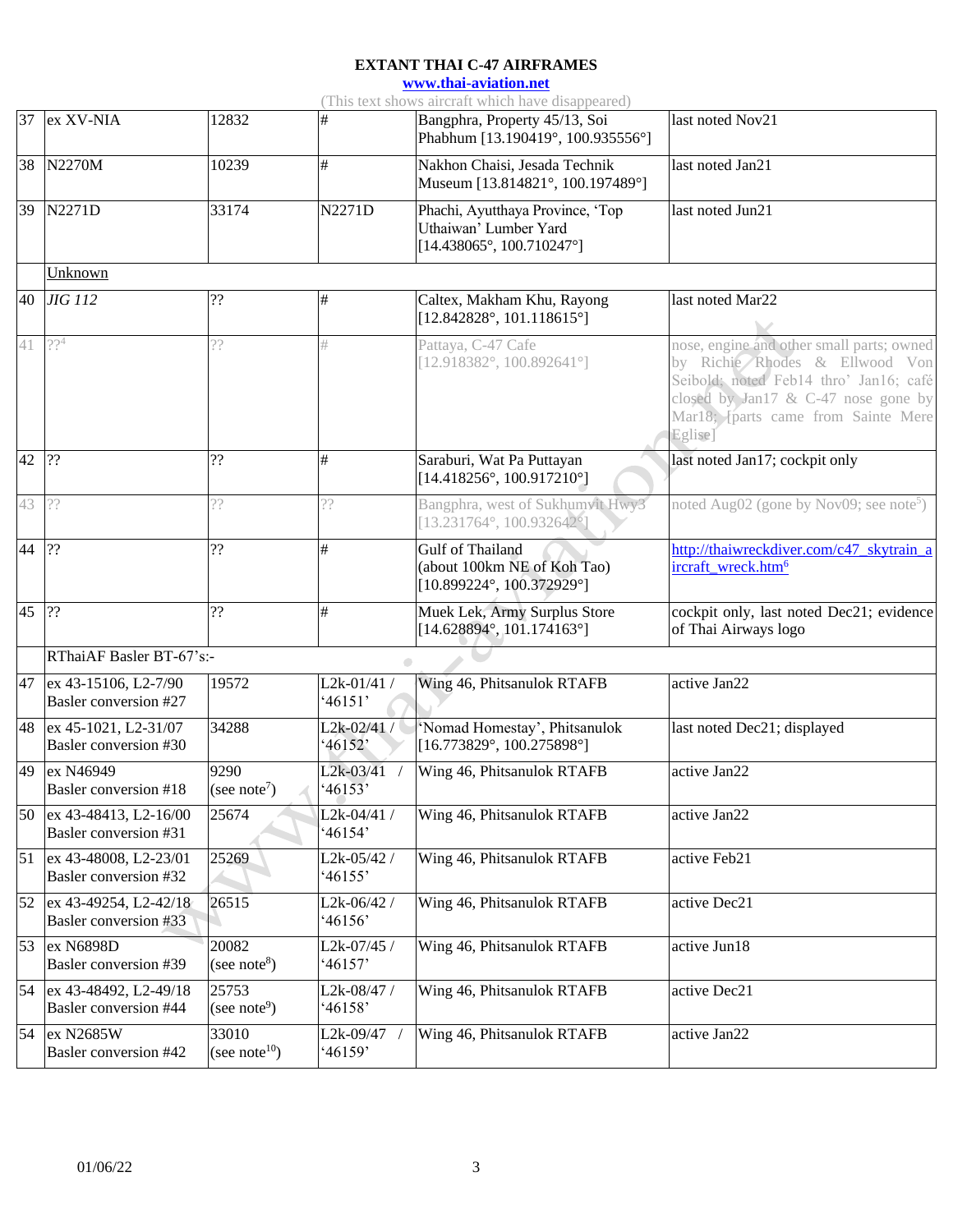# EXTANT THAI C-47 AIRFRAMES

www.thai-aviation.net

(This text shows aircraft which have disappeared)

| | | | | | |
|---|---|---|---|---|---|
| 37 | ex XV-NIA | 12832 | # | Bangphra, Property 45/13, Soi Phabhum [13.190419°, 100.935556°] | last noted Nov21 |
| 38 | N2270M | 10239 | # | Nakhon Chaisi, Jesada Technik Museum [13.814821°, 100.197489°] | last noted Jan21 |
| 39 | N2271D | 33174 | N2271D | Phachi, Ayutthaya Province, 'Top Uthaiwan' Lumber Yard [14.438065°, 100.710247°] | last noted Jun21 |
| | Unknown | | | | |
| 40 | *JIG 112* | ?? | # | Caltex, Makham Khu, Rayong [12.842828°, 101.118615°] | last noted Mar22 |
| 41 | ??[4] | ?? | # | Pattaya, C-47 Cafe [12.918382°, 100.892641°] | nose, engine and other small parts; owned by Richie Rhodes & Ellwood Von Seibold; noted Feb14 thro' Jan16; café closed by Jan17 & C-47 nose gone by Mar18; [parts came from Sainte Mere Eglise] |
| 42 | ?? | ?? | # | Saraburi, Wat Pa Puttayan [14.418256°, 100.917210°] | last noted Jan17; cockpit only |
| 43 | ?? | ?? | ?? | Bangphra, west of Sukhumvit Hwy3 [13.231764°, 100.932642°] | noted Aug02 (gone by Nov09; see note[5]) |
| 44 | ?? | ?? | # | Gulf of Thailand (about 100km NE of Koh Tao) [10.899224°, 100.372929°] | http://thaiwreckdiver.com/c47_skytrain_aircraft_wreck.htm[6] |
| 45 | ?? | ?? | # | Muek Lek, Army Surplus Store [14.628894°, 101.174163°] | cockpit only, last noted Dec21; evidence of Thai Airways logo |
| | RThaiAF Basler BT-67's:- | | | | |
| 47 | ex 43-15106, L2-7/90 Basler conversion #27 | 19572 | L2k-01/41 / '46151' | Wing 46, Phitsanulok RTAFB | active Jan22 |
| 48 | ex 45-1021, L2-31/07 Basler conversion #30 | 34288 | L2k-02/41 / '46152' | 'Nomad Homestay', Phitsanulok [16.773829°, 100.275898°] | last noted Dec21; displayed |
| 49 | ex N46949 Basler conversion #18 | 9290 (see note[7]) | L2k-03/41 / '46153' | Wing 46, Phitsanulok RTAFB | active Jan22 |
| 50 | ex 43-48413, L2-16/00 Basler conversion #31 | 25674 | L2k-04/41 / '46154' | Wing 46, Phitsanulok RTAFB | active Jan22 |
| 51 | ex 43-48008, L2-23/01 Basler conversion #32 | 25269 | L2k-05/42 / '46155' | Wing 46, Phitsanulok RTAFB | active Feb21 |
| 52 | ex 43-49254, L2-42/18 Basler conversion #33 | 26515 | L2k-06/42 / '46156' | Wing 46, Phitsanulok RTAFB | active Dec21 |
| 53 | ex N6898D Basler conversion #39 | 20082 (see note[8]) | L2k-07/45 / '46157' | Wing 46, Phitsanulok RTAFB | active Jun18 |
| 54 | ex 43-48492, L2-49/18 Basler conversion #44 | 25753 (see note[9]) | L2k-08/47 / '46158' | Wing 46, Phitsanulok RTAFB | active Dec21 |
| 54 | ex N2685W Basler conversion #42 | 33010 (see note[10]) | L2k-09/47 / '46159' | Wing 46, Phitsanulok RTAFB | active Jan22 |

01/06/22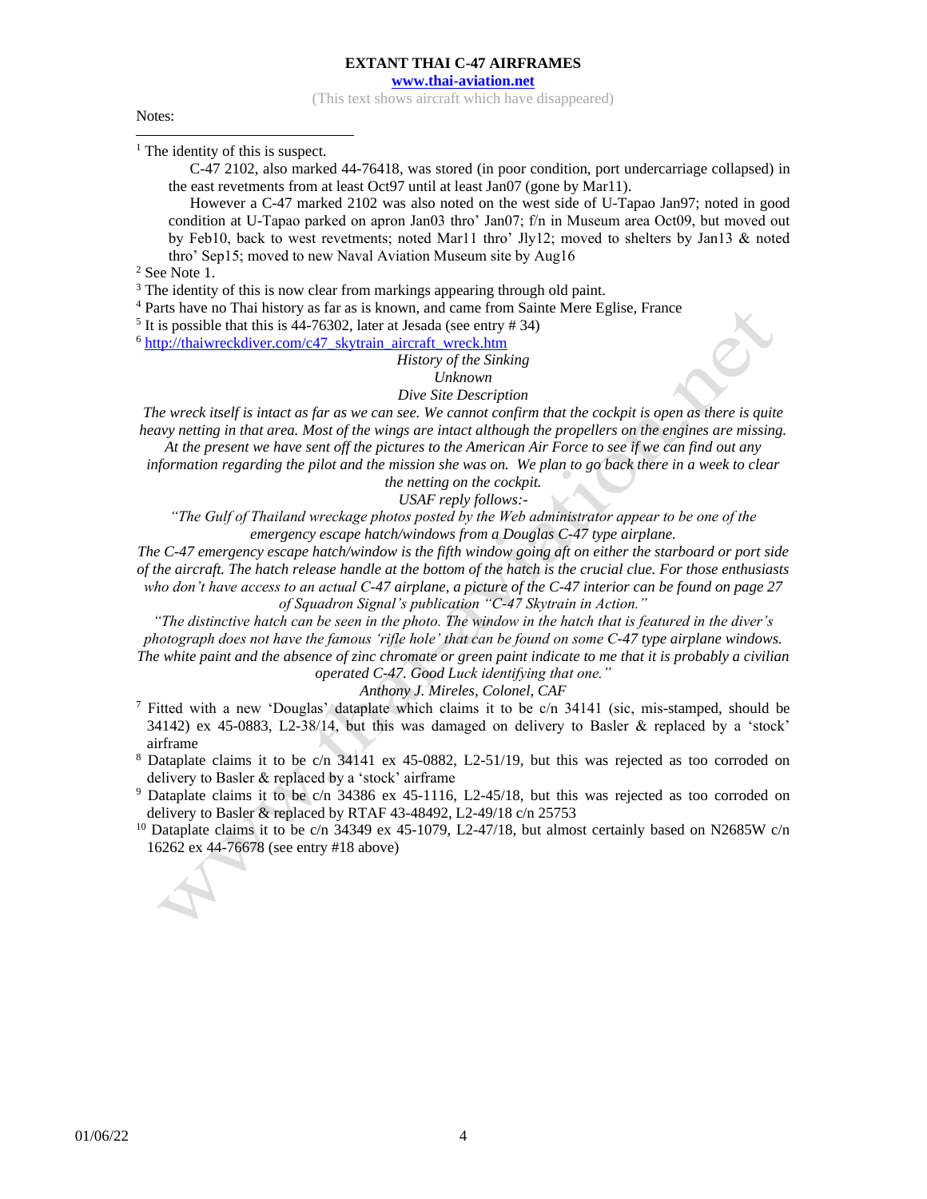**EXTANT THAI C-47 AIRFRAMES**

www.thai-aviation.net

(This text shows aircraft which have disappeared)

Notes:

---

[1] The identity of this is suspect.

C-47 2102, also marked 44-76418, was stored (in poor condition, port undercarriage collapsed) in the east revetments from at least Oct97 until at least Jan07 (gone by Mar11).

However a C-47 marked 2102 was also noted on the west side of U-Tapao Jan97; noted in good condition at U-Tapao parked on apron Jan03 thro' Jan07; f/n in Museum area Oct09, but moved out by Feb10, back to west revetments; noted Mar11 thro' Jly12; moved to shelters by Jan13 & noted thro' Sep15; moved to new Naval Aviation Museum site by Aug16

[2] See Note 1.

[3] The identity of this is now clear from markings appearing through old paint.

[4] Parts have no Thai history as far as is known, and came from Sainte Mere Eglise, France

[5] It is possible that this is 44-76302, later at Jesada (see entry # 34)

[6] http://thaiwreckdiver.com/c47_skytrain_aircraft_wreck.htm

*History of the Sinking*

*Unknown*

*Dive Site Description*

*The wreck itself is intact as far as we can see. We cannot confirm that the cockpit is open as there is quite heavy netting in that area. Most of the wings are intact although the propellers on the engines are missing. At the present we have sent off the pictures to the American Air Force to see if we can find out any information regarding the pilot and the mission she was on. We plan to go back there in a week to clear the netting on the cockpit.*

*USAF reply follows:-*

*"The Gulf of Thailand wreckage photos posted by the Web administrator appear to be one of the emergency escape hatch/windows from a Douglas C-47 type airplane.*

*The C-47 emergency escape hatch/window is the fifth window going aft on either the starboard or port side of the aircraft. The hatch release handle at the bottom of the hatch is the crucial clue. For those enthusiasts who don't have access to an actual C-47 airplane, a picture of the C-47 interior can be found on page 27 of Squadron Signal's publication "C-47 Skytrain in Action."*

*"The distinctive hatch can be seen in the photo. The window in the hatch that is featured in the diver's photograph does not have the famous 'rifle hole' that can be found on some C-47 type airplane windows. The white paint and the absence of zinc chromate or green paint indicate to me that it is probably a civilian operated C-47. Good Luck identifying that one."*

*Anthony J. Mireles, Colonel, CAF*

[7] Fitted with a new 'Douglas' dataplate which claims it to be c/n 34141 (sic, mis-stamped, should be 34142) ex 45-0883, L2-38/14, but this was damaged on delivery to Basler & replaced by a 'stock' airframe

[8] Dataplate claims it to be c/n 34141 ex 45-0882, L2-51/19, but this was rejected as too corroded on delivery to Basler & replaced by a 'stock' airframe

[9] Dataplate claims it to be c/n 34386 ex 45-1116, L2-45/18, but this was rejected as too corroded on delivery to Basler & replaced by RTAF 43-48492, L2-49/18 c/n 25753

[10] Dataplate claims it to be c/n 34349 ex 45-1079, L2-47/18, but almost certainly based on N2685W c/n 16262 ex 44-76678 (see entry #18 above)